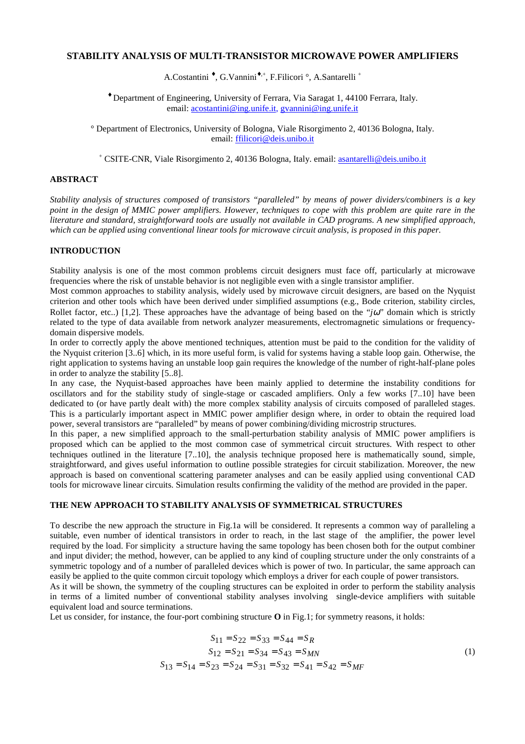# STABILITY ANALYSIS OF MULTI-TRANSISTOR MICROWAVE POWER AMPLIFIERS

A.Costantini ♦, G.Vannini♦,+, F.Filicori °, A.Santarelli +

♦ Department of Engineering, University of Ferrara, Via Saragat 1, 44100 Ferrara, Italy.
email: acostantini@ing.unife.it, gvannini@ing.unife.it

° Department of Electronics, University of Bologna, Viale Risorgimento 2, 40136 Bologna, Italy.
email: ffilicori@deis.unibo.it

+ CSITE-CNR, Viale Risorgimento 2, 40136 Bologna, Italy. email: asantarelli@deis.unibo.it

## ABSTRACT

*Stability analysis of structures composed of transistors "paralleled" by means of power dividers/combiners is a key point in the design of MMIC power amplifiers. However, techniques to cope with this problem are quite rare in the literature and standard, straightforward tools are usually not available in CAD programs. A new simplified approach, which can be applied using conventional linear tools for microwave circuit analysis, is proposed in this paper.*

## INTRODUCTION

Stability analysis is one of the most common problems circuit designers must face off, particularly at microwave frequencies where the risk of unstable behavior is not negligible even with a single transistor amplifier.

Most common approaches to stability analysis, widely used by microwave circuit designers, are based on the Nyquist criterion and other tools which have been derived under simplified assumptions (e.g., Bode criterion, stability circles, Rollet factor, etc..) [1,2]. These approaches have the advantage of being based on the "$j\omega$" domain which is strictly related to the type of data available from network analyzer measurements, electromagnetic simulations or frequency-domain dispersive models.

In order to correctly apply the above mentioned techniques, attention must be paid to the condition for the validity of the Nyquist criterion [3..6] which, in its more useful form, is valid for systems having a stable loop gain. Otherwise, the right application to systems having an unstable loop gain requires the knowledge of the number of right-half-plane poles in order to analyze the stability [5..8].

In any case, the Nyquist-based approaches have been mainly applied to determine the instability conditions for oscillators and for the stability study of single-stage or cascaded amplifiers. Only a few works [7..10] have been dedicated to (or have partly dealt with) the more complex stability analysis of circuits composed of paralleled stages. This is a particularly important aspect in MMIC power amplifier design where, in order to obtain the required load power, several transistors are "paralleled" by means of power combining/dividing microstrip structures.

In this paper, a new simplified approach to the small-perturbation stability analysis of MMIC power amplifiers is proposed which can be applied to the most common case of symmetrical circuit structures. With respect to other techniques outlined in the literature [7..10], the analysis technique proposed here is mathematically sound, simple, straightforward, and gives useful information to outline possible strategies for circuit stabilization. Moreover, the new approach is based on conventional scattering parameter analyses and can be easily applied using conventional CAD tools for microwave linear circuits. Simulation results confirming the validity of the method are provided in the paper.

## THE NEW APPROACH TO STABILITY ANALYSIS OF SYMMETRICAL STRUCTURES

To describe the new approach the structure in Fig.1a will be considered. It represents a common way of paralleling a suitable, even number of identical transistors in order to reach, in the last stage of the amplifier, the power level required by the load. For simplicity a structure having the same topology has been chosen both for the output combiner and input divider; the method, however, can be applied to any kind of coupling structure under the only constraints of a symmetric topology and of a number of paralleled devices which is power of two. In particular, the same approach can easily be applied to the quite common circuit topology which employs a driver for each couple of power transistors.

As it will be shown, the symmetry of the coupling structures can be exploited in order to perform the stability analysis in terms of a limited number of conventional stability analyses involving single-device amplifiers with suitable equivalent load and source terminations.

Let us consider, for instance, the four-port combining structure **O** in Fig.1; for symmetry reasons, it holds:

$$
\begin{gathered}
S_{11} = S_{22} = S_{33} = S_{44} = S_R \\
S_{12} = S_{21} = S_{34} = S_{43} = S_{MN} \\
S_{13} = S_{14} = S_{23} = S_{24} = S_{31} = S_{32} = S_{41} = S_{42} = S_{MF}
\end{gathered}
\tag{1}
$$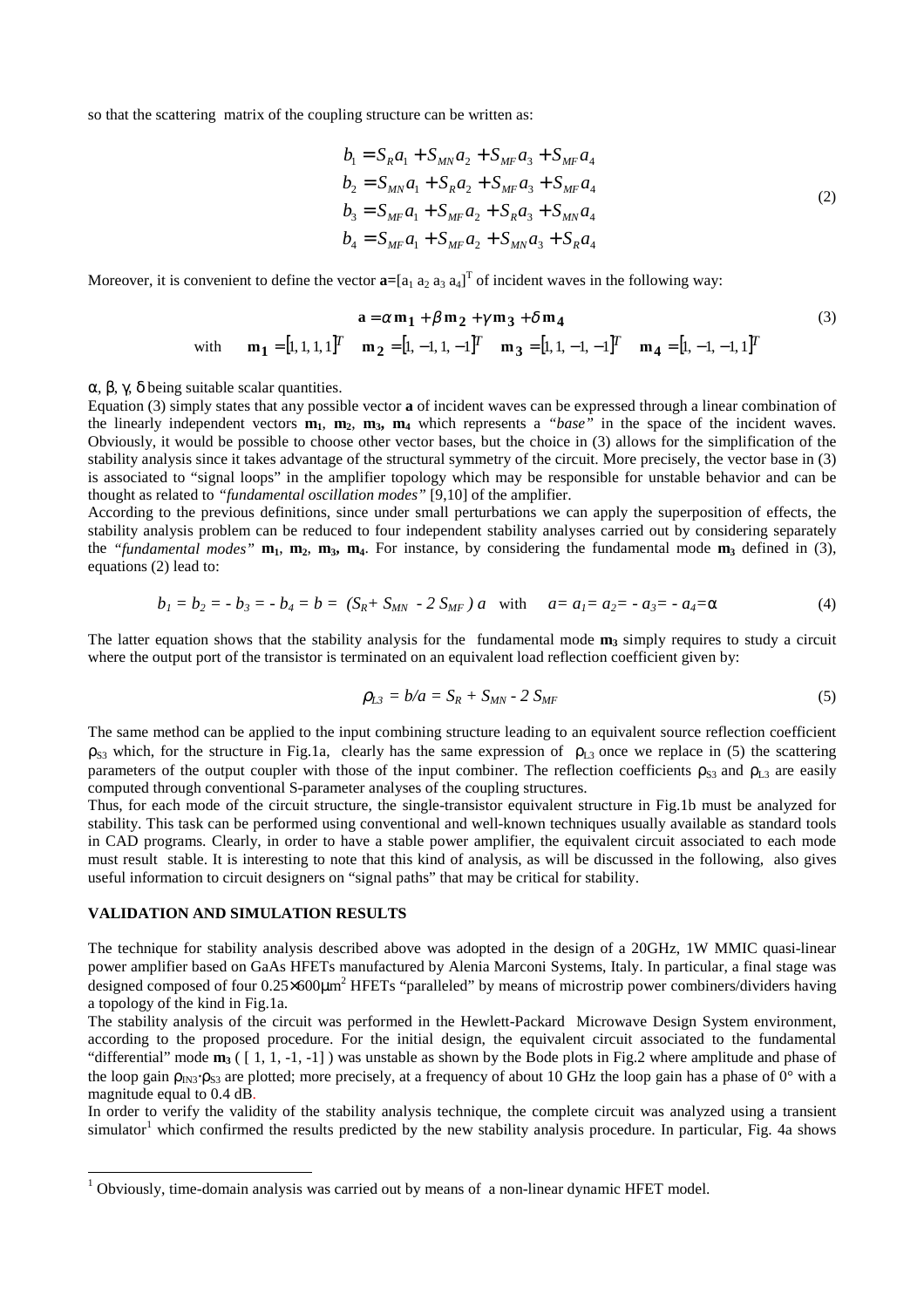so that the scattering matrix of the coupling structure can be written as:

$$
\begin{aligned}
b_1 &= S_R a_1 + S_{MN} a_2 + S_{MF} a_3 + S_{MF} a_4 \\
b_2 &= S_{MN} a_1 + S_R a_2 + S_{MF} a_3 + S_{MF} a_4 \\
b_3 &= S_{MF} a_1 + S_{MF} a_2 + S_R a_3 + S_{MN} a_4 \\
b_4 &= S_{MF} a_1 + S_{MF} a_2 + S_{MN} a_3 + S_R a_4
\end{aligned}
\tag{2}
$$

Moreover, it is convenient to define the vector $\mathbf{a}=[a_1\ a_2\ a_3\ a_4]^T$ of incident waves in the following way:

$$
\mathbf{a} = \alpha\,\mathbf{m_1} + \beta\,\mathbf{m_2} + \gamma\,\mathbf{m_3} + \delta\,\mathbf{m_4}
\tag{3}
$$

$$
\text{with} \quad \mathbf{m_1} = [1, 1, 1, 1]^T \quad \mathbf{m_2} = [1, -1, 1, -1]^T \quad \mathbf{m_3} = [1, 1, -1, -1]^T \quad \mathbf{m_4} = [1, -1, -1, 1]^T
$$

$\alpha$, $\beta$, $\gamma$, $\delta$ being suitable scalar quantities.

Equation (3) simply states that any possible vector **a** of incident waves can be expressed through a linear combination of the linearly independent vectors $\mathbf{m_1}$, $\mathbf{m_2}$, $\mathbf{m_3}$, $\mathbf{m_4}$ which represents a *"base"* in the space of the incident waves. Obviously, it would be possible to choose other vector bases, but the choice in (3) allows for the simplification of the stability analysis since it takes advantage of the structural symmetry of the circuit. More precisely, the vector base in (3) is associated to "signal loops" in the amplifier topology which may be responsible for unstable behavior and can be thought as related to *"fundamental oscillation modes"* [9,10] of the amplifier.

According to the previous definitions, since under small perturbations we can apply the superposition of effects, the stability analysis problem can be reduced to four independent stability analyses carried out by considering separately the *"fundamental modes"* $\mathbf{m_1}$, $\mathbf{m_2}$, $\mathbf{m_3}$, $\mathbf{m_4}$. For instance, by considering the fundamental mode $\mathbf{m_3}$ defined in (3), equations (2) lead to:

$$
b_1 = b_2 = -b_3 = -b_4 = b = (S_R + S_{MN} - 2\,S_{MF})\,a \quad \text{with} \quad a = a_1 = a_2 = -a_3 = -a_4 = \alpha
\tag{4}
$$

The latter equation shows that the stability analysis for the fundamental mode $\mathbf{m_3}$ simply requires to study a circuit where the output port of the transistor is terminated on an equivalent load reflection coefficient given by:

$$
\rho_{L3} = b/a = S_R + S_{MN} - 2\,S_{MF}
\tag{5}
$$

The same method can be applied to the input combining structure leading to an equivalent source reflection coefficient $\rho_{S3}$ which, for the structure in Fig.1a, clearly has the same expression of $\rho_{L3}$ once we replace in (5) the scattering parameters of the output coupler with those of the input combiner. The reflection coefficients $\rho_{S3}$ and $\rho_{L3}$ are easily computed through conventional S-parameter analyses of the coupling structures.

Thus, for each mode of the circuit structure, the single-transistor equivalent structure in Fig.1b must be analyzed for stability. This task can be performed using conventional and well-known techniques usually available as standard tools in CAD programs. Clearly, in order to have a stable power amplifier, the equivalent circuit associated to each mode must result stable. It is interesting to note that this kind of analysis, as will be discussed in the following, also gives useful information to circuit designers on "signal paths" that may be critical for stability.

## VALIDATION AND SIMULATION RESULTS

The technique for stability analysis described above was adopted in the design of a 20GHz, 1W MMIC quasi-linear power amplifier based on GaAs HFETs manufactured by Alenia Marconi Systems, Italy. In particular, a final stage was designed composed of four $0.25\times600\mu m^2$ HFETs "paralleled" by means of microstrip power combiners/dividers having a topology of the kind in Fig.1a.

The stability analysis of the circuit was performed in the Hewlett-Packard Microwave Design System environment, according to the proposed procedure. For the initial design, the equivalent circuit associated to the fundamental "differential" mode $\mathbf{m_3}$ ( [ 1, 1, -1, -1] ) was unstable as shown by the Bode plots in Fig.2 where amplitude and phase of the loop gain $\rho_{IN3}\cdot\rho_{S3}$ are plotted; more precisely, at a frequency of about 10 GHz the loop gain has a phase of 0° with a magnitude equal to 0.4 dB.

In order to verify the validity of the stability analysis technique, the complete circuit was analyzed using a transient simulator[1] which confirmed the results predicted by the new stability analysis procedure. In particular, Fig. 4a shows

[1] Obviously, time-domain analysis was carried out by means of a non-linear dynamic HFET model.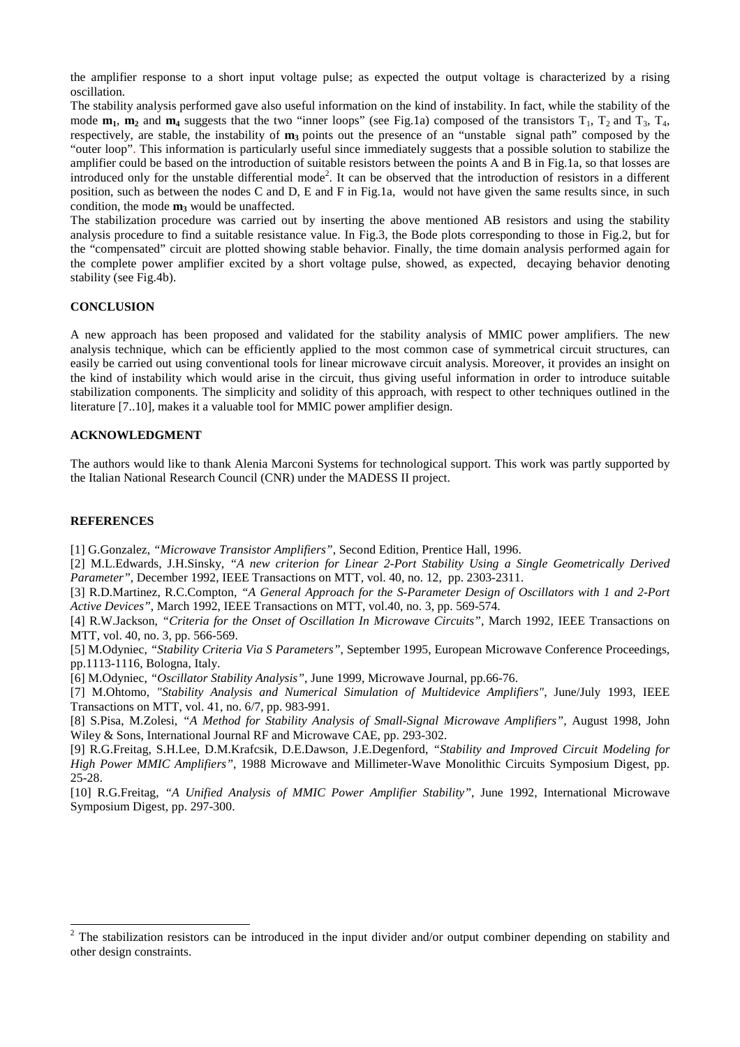the amplifier response to a short input voltage pulse; as expected the output voltage is characterized by a rising oscillation.

The stability analysis performed gave also useful information on the kind of instability. In fact, while the stability of the mode $\mathbf{m_1}$, $\mathbf{m_2}$ and $\mathbf{m_4}$ suggests that the two "inner loops" (see Fig.1a) composed of the transistors $T_1$, $T_2$ and $T_3$, $T_4$, respectively, are stable, the instability of $\mathbf{m_3}$ points out the presence of an "unstable signal path" composed by the "outer loop". This information is particularly useful since immediately suggests that a possible solution to stabilize the amplifier could be based on the introduction of suitable resistors between the points A and B in Fig.1a, so that losses are introduced only for the unstable differential mode[2]. It can be observed that the introduction of resistors in a different position, such as between the nodes C and D, E and F in Fig.1a, would not have given the same results since, in such condition, the mode $\mathbf{m_3}$ would be unaffected.

The stabilization procedure was carried out by inserting the above mentioned AB resistors and using the stability analysis procedure to find a suitable resistance value. In Fig.3, the Bode plots corresponding to those in Fig.2, but for the "compensated" circuit are plotted showing stable behavior. Finally, the time domain analysis performed again for the complete power amplifier excited by a short voltage pulse, showed, as expected, decaying behavior denoting stability (see Fig.4b).

**CONCLUSION**

A new approach has been proposed and validated for the stability analysis of MMIC power amplifiers. The new analysis technique, which can be efficiently applied to the most common case of symmetrical circuit structures, can easily be carried out using conventional tools for linear microwave circuit analysis. Moreover, it provides an insight on the kind of instability which would arise in the circuit, thus giving useful information in order to introduce suitable stabilization components. The simplicity and solidity of this approach, with respect to other techniques outlined in the literature [7..10], makes it a valuable tool for MMIC power amplifier design.

**ACKNOWLEDGMENT**

The authors would like to thank Alenia Marconi Systems for technological support. This work was partly supported by the Italian National Research Council (CNR) under the MADESS II project.

**REFERENCES**

[1] G.Gonzalez, *"Microwave Transistor Amplifiers"*, Second Edition, Prentice Hall, 1996.

[2] M.L.Edwards, J.H.Sinsky, *"A new criterion for Linear 2-Port Stability Using a Single Geometrically Derived Parameter"*, December 1992, IEEE Transactions on MTT, vol. 40, no. 12, pp. 2303-2311.

[3] R.D.Martinez, R.C.Compton, *"A General Approach for the S-Parameter Design of Oscillators with 1 and 2-Port Active Devices"*, March 1992, IEEE Transactions on MTT, vol.40, no. 3, pp. 569-574.

[4] R.W.Jackson, *"Criteria for the Onset of Oscillation In Microwave Circuits"*, March 1992, IEEE Transactions on MTT, vol. 40, no. 3, pp. 566-569.

[5] M.Odyniec, *"Stability Criteria Via S Parameters"*, September 1995, European Microwave Conference Proceedings, pp.1113-1116, Bologna, Italy.

[6] M.Odyniec, *"Oscillator Stability Analysis"*, June 1999, Microwave Journal, pp.66-76.

[7] M.Ohtomo, *"Stability Analysis and Numerical Simulation of Multidevice Amplifiers"*, June/July 1993, IEEE Transactions on MTT, vol. 41, no. 6/7, pp. 983-991.

[8] S.Pisa, M.Zolesi, *"A Method for Stability Analysis of Small-Signal Microwave Amplifiers"*, August 1998, John Wiley & Sons, International Journal RF and Microwave CAE, pp. 293-302.

[9] R.G.Freitag, S.H.Lee, D.M.Krafcsik, D.E.Dawson, J.E.Degenford, *"Stability and Improved Circuit Modeling for High Power MMIC Amplifiers"*, 1988 Microwave and Millimeter-Wave Monolithic Circuits Symposium Digest, pp. 25-28.

[10] R.G.Freitag, *"A Unified Analysis of MMIC Power Amplifier Stability"*, June 1992, International Microwave Symposium Digest, pp. 297-300.

---

[2] The stabilization resistors can be introduced in the input divider and/or output combiner depending on stability and other design constraints.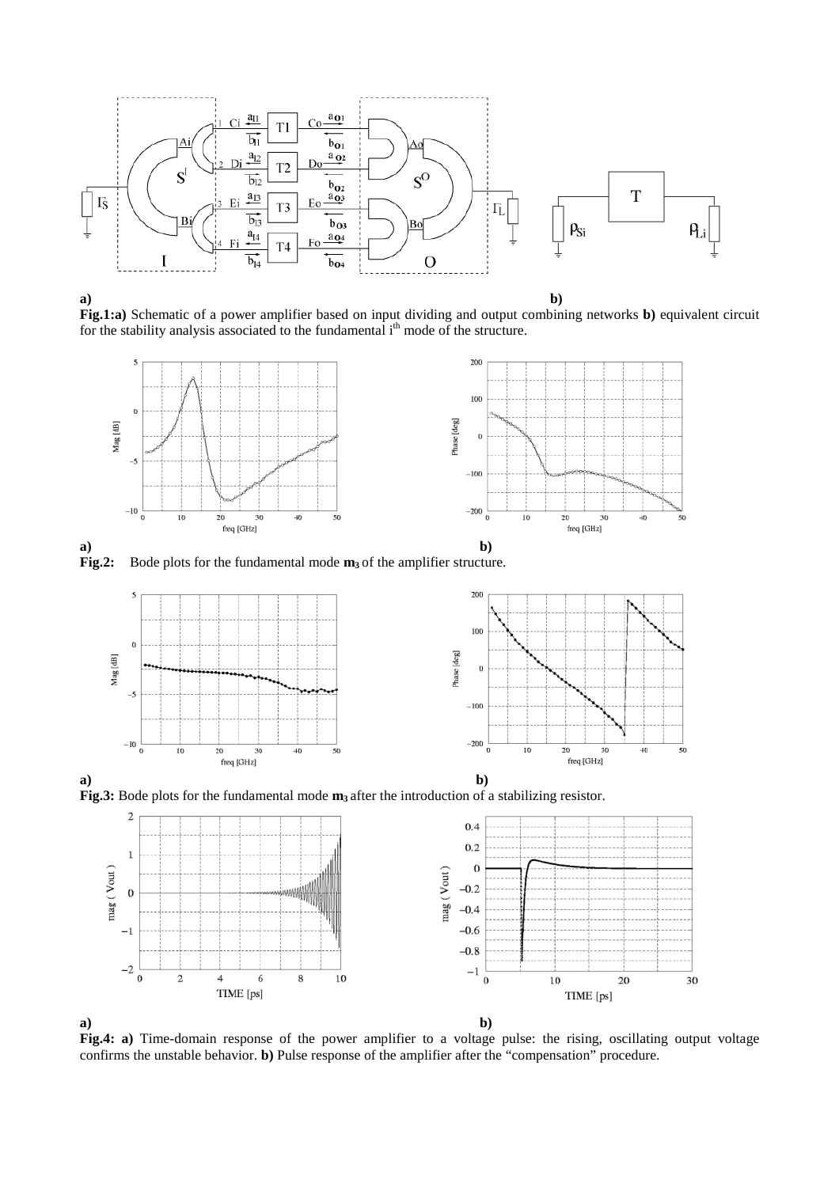**a)** **b)**

**Fig.1:a)** Schematic of a power amplifier based on input dividing and output combining networks **b)** equivalent circuit for the stability analysis associated to the fundamental $i^{th}$ mode of the structure.

**a)** **b)**

**Fig.2:** Bode plots for the fundamental mode $\mathbf{m_3}$ of the amplifier structure.

**a)** **b)**

**Fig.3:** Bode plots for the fundamental mode $\mathbf{m_3}$ after the introduction of a stabilizing resistor.

**a)** **b)**

**Fig.4: a)** Time-domain response of the power amplifier to a voltage pulse: the rising, oscillating output voltage confirms the unstable behavior. **b)** Pulse response of the amplifier after the "compensation" procedure.